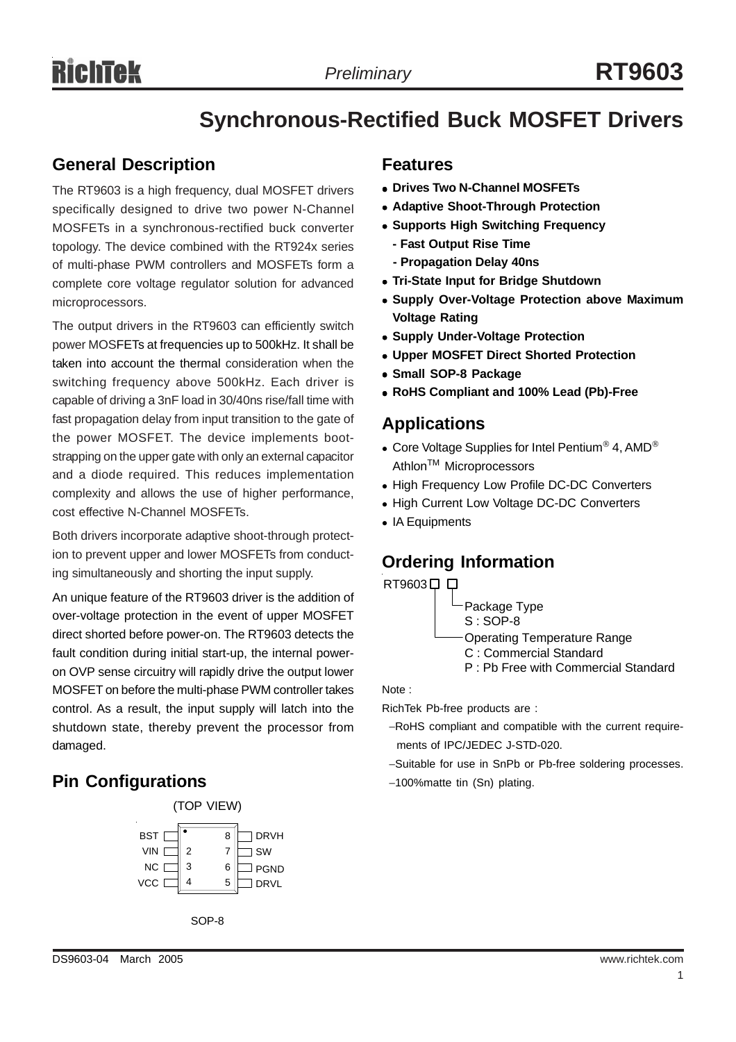# RT9603

*Preliminary*

## Synchronous-Rectified Buck MOSFET Drivers

### General Description

The RT9603 is a high frequency, dual MOSFET drivers specifically designed to drive two power N-Channel MOSFETs in a synchronous-rectified buck converter topology. The device combined with the RT924x series of multi-phase PWM controllers and MOSFETs form a complete core voltage regulator solution for advanced microprocessors.

The output drivers in the RT9603 can efficiently switch power MOSFETs at frequencies up to 500kHz. It shall be taken into account the thermal consideration when the switching frequency above 500kHz. Each driver is capable of driving a 3nF load in 30/40ns rise/fall time with fast propagation delay from input transition to the gate of the power MOSFET. The device implements boot-strapping on the upper gate with only an external capacitor and a diode required. This reduces implementation complexity and allows the use of higher performance, cost effective N-Channel MOSFETs.

Both drivers incorporate adaptive shoot-through protection to prevent upper and lower MOSFETs from conducting simultaneously and shorting the input supply.

An unique feature of the RT9603 driver is the addition of over-voltage protection in the event of upper MOSFET direct shorted before power-on. The RT9603 detects the fault condition during initial start-up, the internal power-on OVP sense circuitry will rapidly drive the output lower MOSFET on before the multi-phase PWM controller takes control. As a result, the input supply will latch into the shutdown state, thereby prevent the processor from damaged.

### Pin Configurations

(TOP VIEW)

| Pin | Name | Pin | Name |
|---|---|---|---|
| 1 | BST | 8 | DRVH |
| 2 | VIN | 7 | SW |
| 3 | NC | 6 | PGND |
| 4 | VCC | 5 | DRVL |

SOP-8

### Features

- **Drives Two N-Channel MOSFETs**
- **Adaptive Shoot-Through Protection**
- **Supports High Switching Frequency**
  - **Fast Output Rise Time**
  - **Propagation Delay 40ns**
- **Tri-State Input for Bridge Shutdown**
- **Supply Over-Voltage Protection above Maximum Voltage Rating**
- **Supply Under-Voltage Protection**
- **Upper MOSFET Direct Shorted Protection**
- **Small SOP-8 Package**
- **RoHS Compliant and 100% Lead (Pb)-Free**

### Applications

- Core Voltage Supplies for Intel Pentium® 4, AMD® Athlon™ Microprocessors
- High Frequency Low Profile DC-DC Converters
- High Current Low Voltage DC-DC Converters
- IA Equipments

### Ordering Information

RT9603□ □

- Package Type
  - S : SOP-8
- Operating Temperature Range
  - C : Commercial Standard
  - P : Pb Free with Commercial Standard

Note :

RichTek Pb-free products are :

- −RoHS compliant and compatible with the current requirements of IPC/JEDEC J-STD-020.
- −Suitable for use in SnPb or Pb-free soldering processes.
- −100%matte tin (Sn) plating.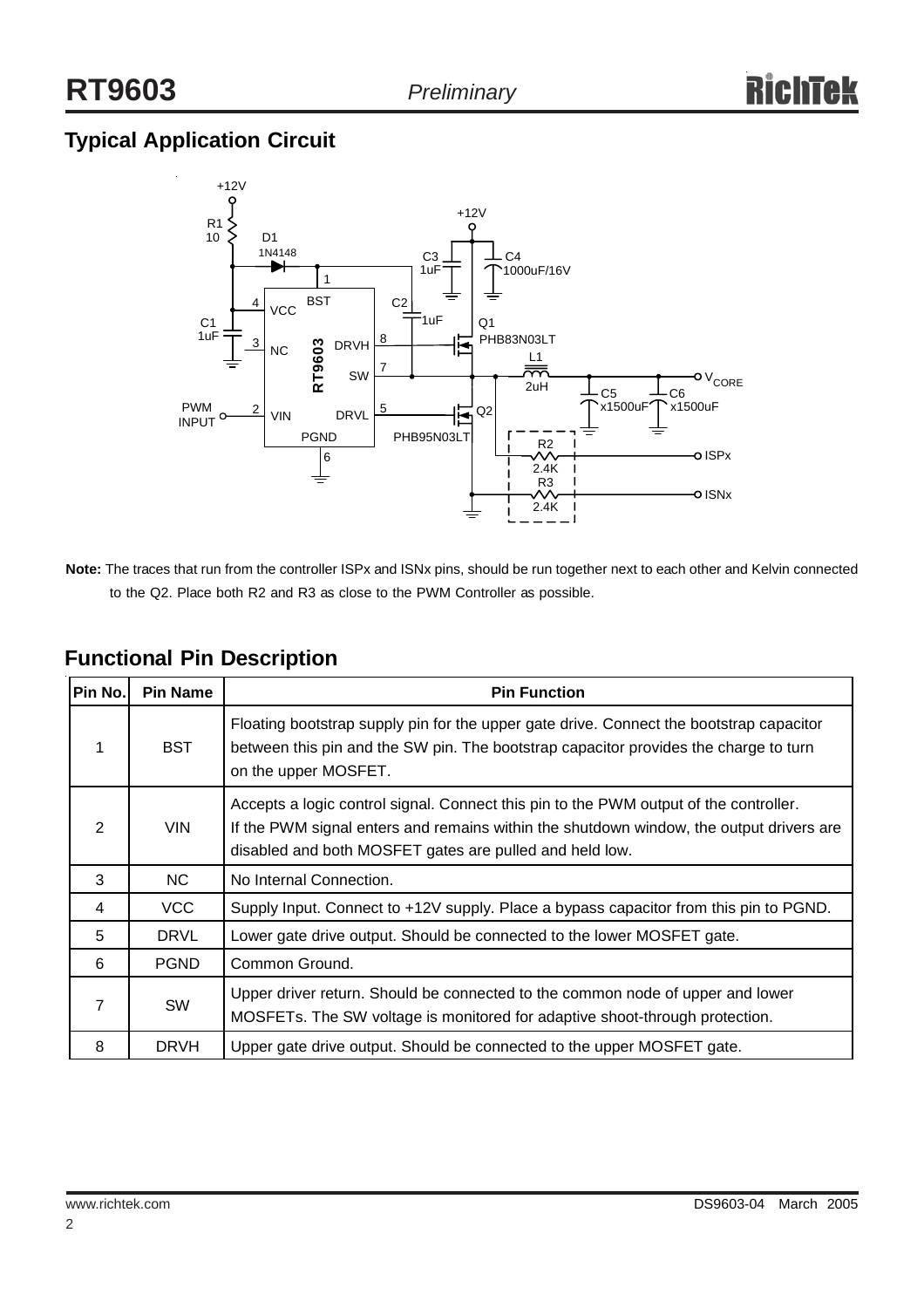## Typical Application Circuit

**Note:** The traces that run from the controller ISPx and ISNx pins, should be run together next to each other and Kelvin connected to the Q2. Place both R2 and R3 as close to the PWM Controller as possible.

## Functional Pin Description

| Pin No. | Pin Name | Pin Function |
|---|---|---|
| 1 | BST | Floating bootstrap supply pin for the upper gate drive. Connect the bootstrap capacitor between this pin and the SW pin. The bootstrap capacitor provides the charge to turn on the upper MOSFET. |
| 2 | VIN | Accepts a logic control signal. Connect this pin to the PWM output of the controller. If the PWM signal enters and remains within the shutdown window, the output drivers are disabled and both MOSFET gates are pulled and held low. |
| 3 | NC | No Internal Connection. |
| 4 | VCC | Supply Input. Connect to +12V supply. Place a bypass capacitor from this pin to PGND. |
| 5 | DRVL | Lower gate drive output. Should be connected to the lower MOSFET gate. |
| 6 | PGND | Common Ground. |
| 7 | SW | Upper driver return. Should be connected to the common node of upper and lower MOSFETs. The SW voltage is monitored for adaptive shoot-through protection. |
| 8 | DRVH | Upper gate drive output. Should be connected to the upper MOSFET gate. |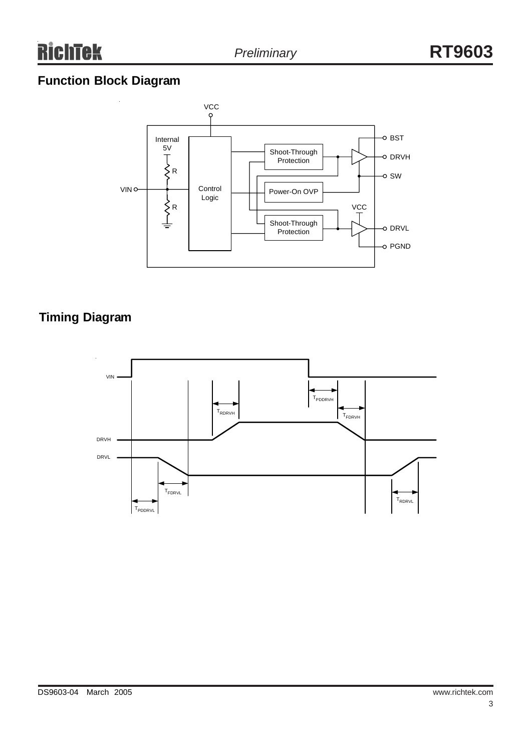## Function Block Diagram

## Timing Diagram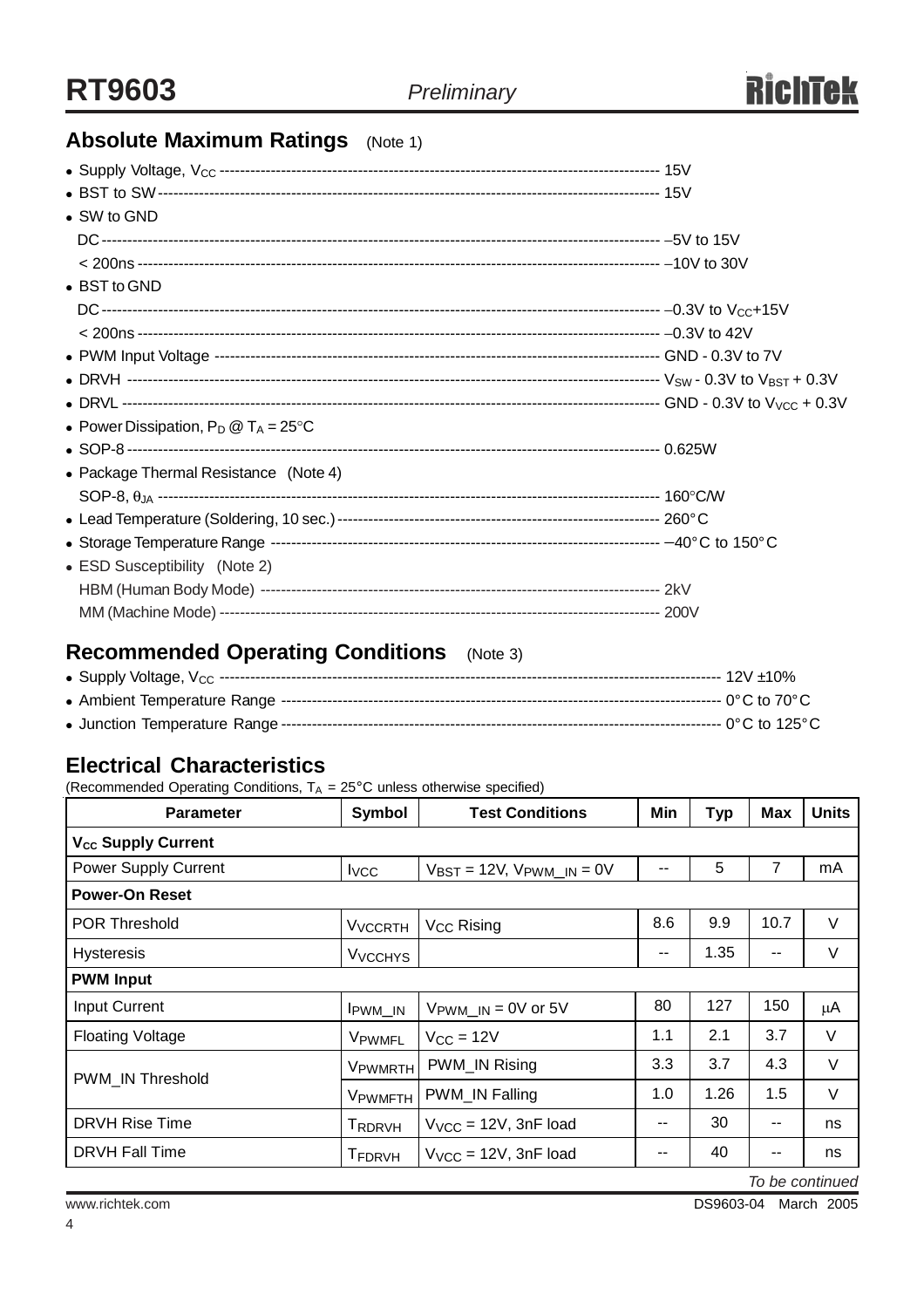## Absolute Maximum Ratings (Note 1)

- Supply Voltage, $V_{CC}$ ---------- 15V
- BST to SW ---------- 15V
- SW to GND
  - DC ---------- –5V to 15V
  - < 200ns ---------- –10V to 30V
- BST to GND
  - DC ---------- –0.3V to $V_{CC}$+15V
  - < 200ns ---------- –0.3V to 42V
- PWM Input Voltage ---------- GND - 0.3V to 7V
- DRVH ---------- $V_{SW}$ - 0.3V to $V_{BST}$ + 0.3V
- DRVL ---------- GND - 0.3V to $V_{VCC}$ + 0.3V
- Power Dissipation, $P_D$ @ $T_A$ = 25°C
- SOP-8 ---------- 0.625W
- Package Thermal Resistance (Note 4)
  - SOP-8, $\theta_{JA}$ ---------- 160°C/W
- Lead Temperature (Soldering, 10 sec.) ---------- 260°C
- Storage Temperature Range ---------- –40°C to 150°C
- ESD Susceptibility (Note 2)
  - HBM (Human Body Mode) ---------- 2kV
  - MM (Machine Mode) ---------- 200V

## Recommended Operating Conditions (Note 3)

- Supply Voltage, $V_{CC}$ ---------- 12V ±10%
- Ambient Temperature Range ---------- 0°C to 70°C
- Junction Temperature Range ---------- 0°C to 125°C

## Electrical Characteristics

(Recommended Operating Conditions, $T_A$ = 25°C unless otherwise specified)

| Parameter | Symbol | Test Conditions | Min | Typ | Max | Units |
|---|---|---|---|---|---|---|
| **$V_{CC}$ Supply Current** | | | | | | |
| Power Supply Current | $I_{VCC}$ | $V_{BST}$ = 12V, $V_{PWM\_IN}$ = 0V | -- | 5 | 7 | mA |
| **Power-On Reset** | | | | | | |
| POR Threshold | $V_{VCCRTH}$ | $V_{CC}$ Rising | 8.6 | 9.9 | 10.7 | V |
| Hysteresis | $V_{VCCHYS}$ | | -- | 1.35 | -- | V |
| **PWM Input** | | | | | | |
| Input Current | $I_{PWM\_IN}$ | $V_{PWM\_IN}$ = 0V or 5V | 80 | 127 | 150 | μA |
| Floating Voltage | $V_{PWMFL}$ | $V_{CC}$ = 12V | 1.1 | 2.1 | 3.7 | V |
| PWM_IN Threshold | $V_{PWMRTH}$ | PWM_IN Rising | 3.3 | 3.7 | 4.3 | V |
| | $V_{PWMFTH}$ | PWM_IN Falling | 1.0 | 1.26 | 1.5 | V |
| DRVH Rise Time | $T_{RDRVH}$ | $V_{VCC}$ = 12V, 3nF load | -- | 30 | -- | ns |
| DRVH Fall Time | $T_{FDRVH}$ | $V_{VCC}$ = 12V, 3nF load | -- | 40 | -- | ns |

*To be continued*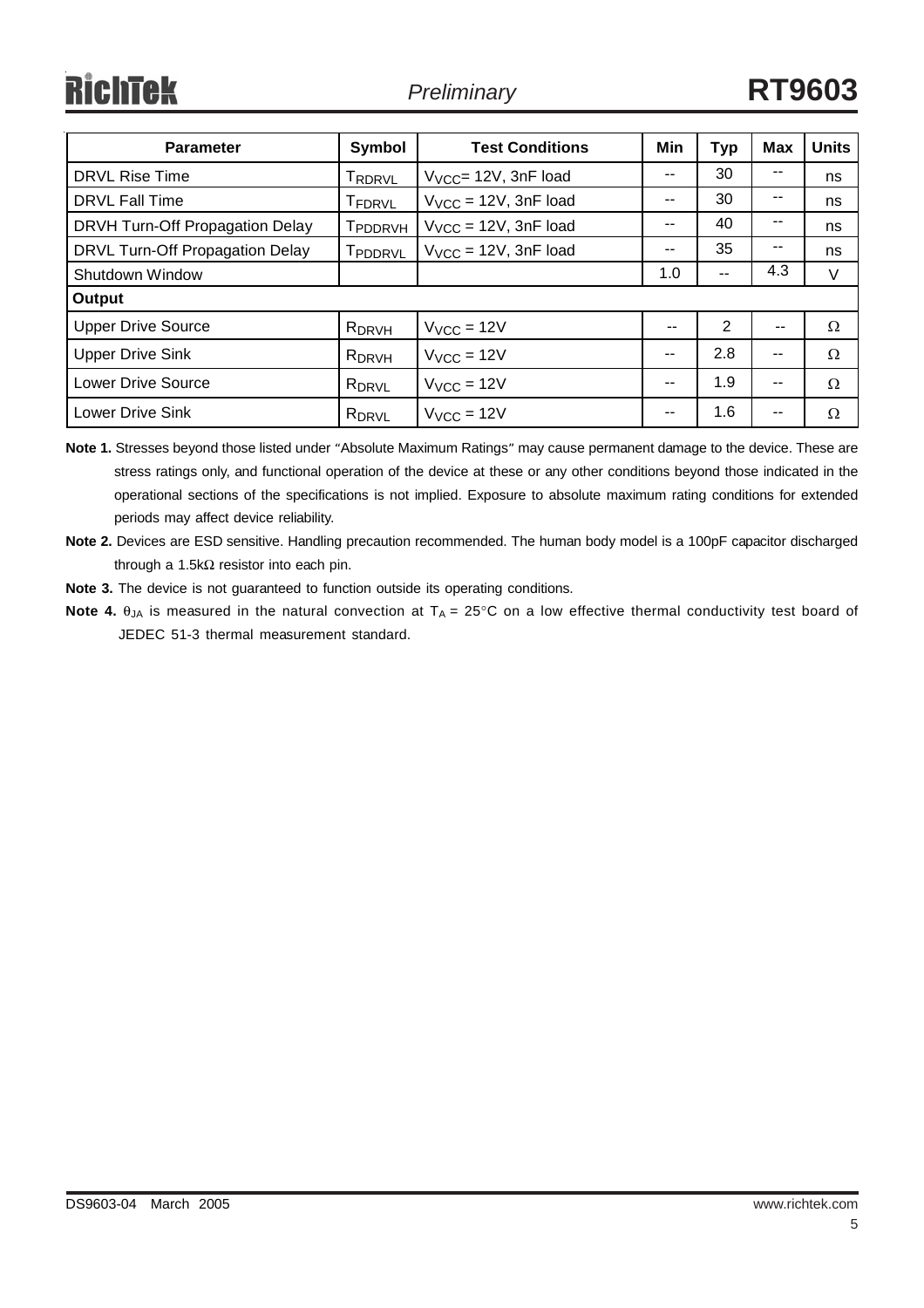| Parameter | Symbol | Test Conditions | Min | Typ | Max | Units |
|---|---|---|---|---|---|---|
| DRVL Rise Time | $T_{RDRVL}$ | $V_{VCC}$= 12V, 3nF load | -- | 30 | -- | ns |
| DRVL Fall Time | $T_{FDRVL}$ | $V_{VCC}$ = 12V, 3nF load | -- | 30 | -- | ns |
| DRVH Turn-Off Propagation Delay | $T_{PDDRVH}$ | $V_{VCC}$ = 12V, 3nF load | -- | 40 | -- | ns |
| DRVL Turn-Off Propagation Delay | $T_{PDDRVL}$ | $V_{VCC}$ = 12V, 3nF load | -- | 35 | -- | ns |
| Shutdown Window | | | 1.0 | -- | 4.3 | V |
| **Output** | | | | | | |
| Upper Drive Source | $R_{DRVH}$ | $V_{VCC}$ = 12V | -- | 2 | -- | Ω |
| Upper Drive Sink | $R_{DRVH}$ | $V_{VCC}$ = 12V | -- | 2.8 | -- | Ω |
| Lower Drive Source | $R_{DRVL}$ | $V_{VCC}$ = 12V | -- | 1.9 | -- | Ω |
| Lower Drive Sink | $R_{DRVL}$ | $V_{VCC}$ = 12V | -- | 1.6 | -- | Ω |

**Note 1.** Stresses beyond those listed under "Absolute Maximum Ratings" may cause permanent damage to the device. These are stress ratings only, and functional operation of the device at these or any other conditions beyond those indicated in the operational sections of the specifications is not implied. Exposure to absolute maximum rating conditions for extended periods may affect device reliability.

**Note 2.** Devices are ESD sensitive. Handling precaution recommended. The human body model is a 100pF capacitor discharged through a 1.5kΩ resistor into each pin.

**Note 3.** The device is not guaranteed to function outside its operating conditions.

**Note 4.** $\theta_{JA}$ is measured in the natural convection at $T_A$ = 25°C on a low effective thermal conductivity test board of JEDEC 51-3 thermal measurement standard.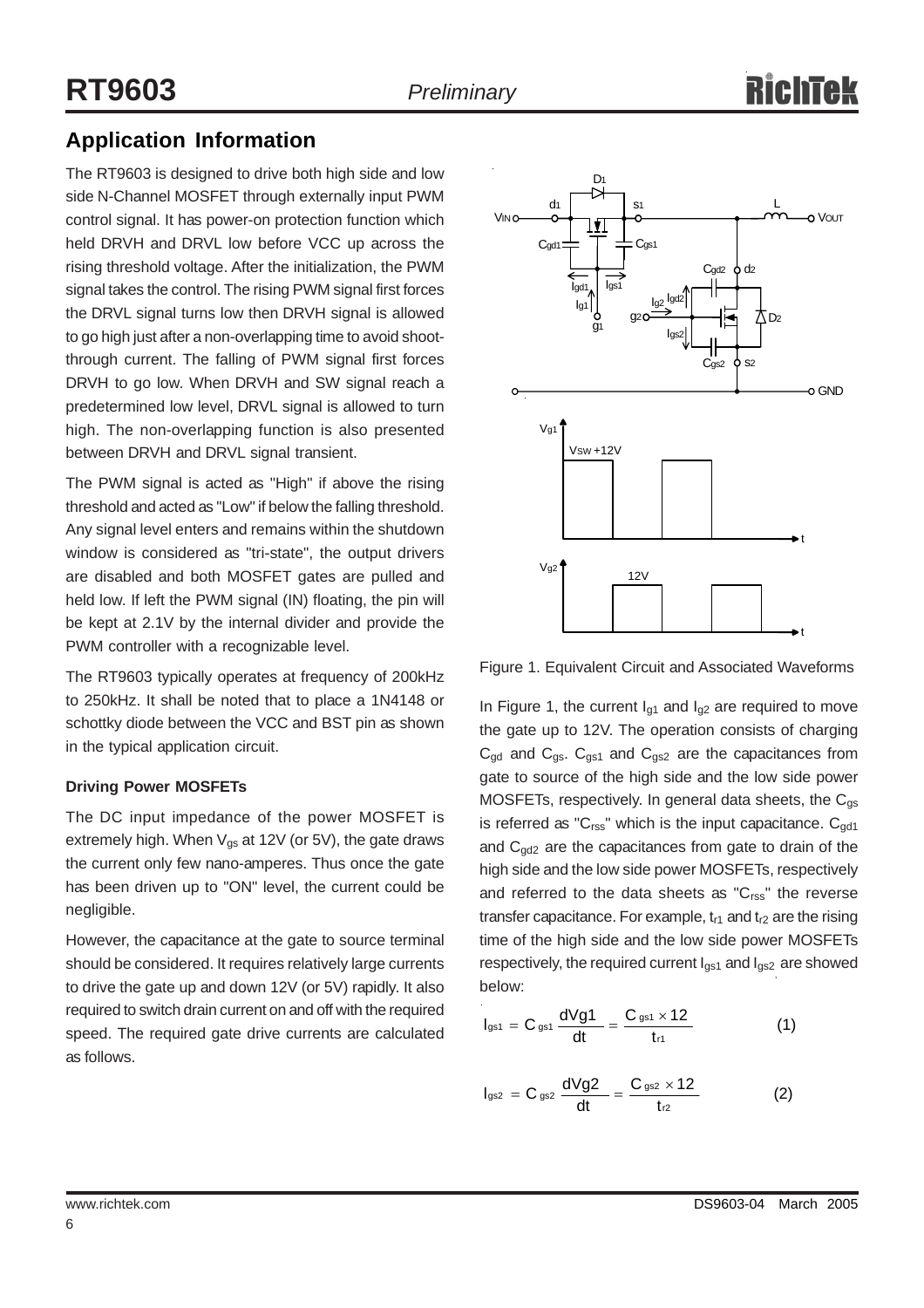## Application Information

The RT9603 is designed to drive both high side and low side N-Channel MOSFET through externally input PWM control signal. It has power-on protection function which held DRVH and DRVL low before VCC up across the rising threshold voltage. After the initialization, the PWM signal takes the control. The rising PWM signal first forces the DRVL signal turns low then DRVH signal is allowed to go high just after a non-overlapping time to avoid shoot-through current. The falling of PWM signal first forces DRVH to go low. When DRVH and SW signal reach a predetermined low level, DRVL signal is allowed to turn high. The non-overlapping function is also presented between DRVH and DRVL signal transient.

The PWM signal is acted as "High" if above the rising threshold and acted as "Low" if below the falling threshold. Any signal level enters and remains within the shutdown window is considered as "tri-state", the output drivers are disabled and both MOSFET gates are pulled and held low. If left the PWM signal (IN) floating, the pin will be kept at 2.1V by the internal divider and provide the PWM controller with a recognizable level.

The RT9603 typically operates at frequency of 200kHz to 250kHz. It shall be noted that to place a 1N4148 or schottky diode between the VCC and BST pin as shown in the typical application circuit.

**Driving Power MOSFETs**

The DC input impedance of the power MOSFET is extremely high. When $V_{gs}$ at 12V (or 5V), the gate draws the current only few nano-amperes. Thus once the gate has been driven up to "ON" level, the current could be negligible.

However, the capacitance at the gate to source terminal should be considered. It requires relatively large currents to drive the gate up and down 12V (or 5V) rapidly. It also required to switch drain current on and off with the required speed. The required gate drive currents are calculated as follows.

Figure 1. Equivalent Circuit and Associated Waveforms

In Figure 1, the current $I_{g1}$ and $I_{g2}$ are required to move the gate up to 12V. The operation consists of charging $C_{gd}$ and $C_{gs}$. $C_{gs1}$ and $C_{gs2}$ are the capacitances from gate to source of the high side and the low side power MOSFETs, respectively. In general data sheets, the $C_{gs}$ is referred as "$C_{rss}$" which is the input capacitance. $C_{gd1}$ and $C_{gd2}$ are the capacitances from gate to drain of the high side and the low side power MOSFETs, respectively and referred to the data sheets as "$C_{rss}$" the reverse transfer capacitance. For example, $t_{r1}$ and $t_{r2}$ are the rising time of the high side and the low side power MOSFETs respectively, the required current $I_{gs1}$ and $I_{gs2}$ are showed below:

$$I_{gs1} = C_{gs1}\frac{dVg1}{dt} = \frac{C_{gs1} \times 12}{t_{r1}} \qquad (1)$$

$$I_{gs2} = C_{gs2}\frac{dVg2}{dt} = \frac{C_{gs2} \times 12}{t_{r2}} \qquad (2)$$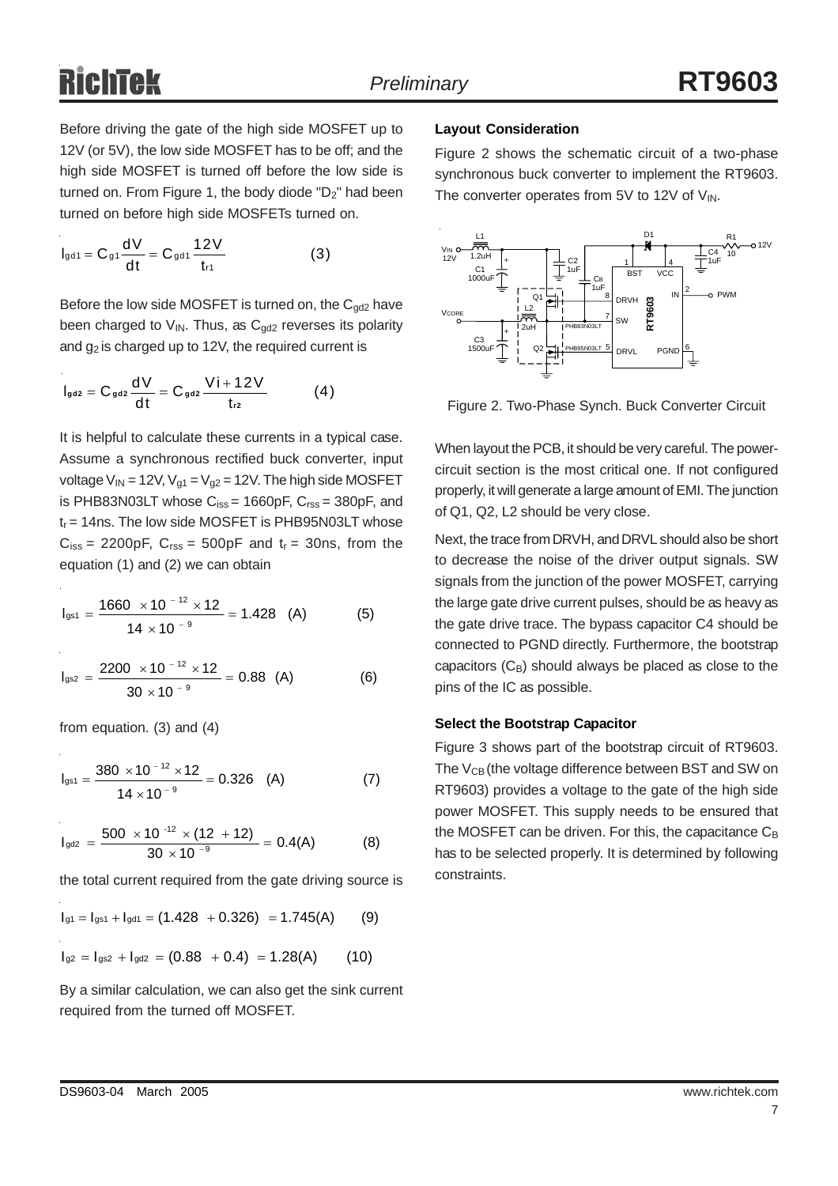Before driving the gate of the high side MOSFET up to 12V (or 5V), the low side MOSFET has to be off; and the high side MOSFET is turned off before the low side is turned on. From Figure 1, the body diode "$D_2$" had been turned on before high side MOSFETs turned on.

$$I_{gd1} = C_{g1}\frac{dV}{dt} = C_{gd1}\frac{12V}{t_{r1}} \qquad (3)$$

Before the low side MOSFET is turned on, the $C_{gd2}$ have been charged to $V_{IN}$. Thus, as $C_{gd2}$ reverses its polarity and $g_2$ is charged up to 12V, the required current is

$$I_{gd2} = C_{gd2}\frac{dV}{dt} = C_{gd2}\frac{Vi + 12V}{t_{r2}} \qquad (4)$$

It is helpful to calculate these currents in a typical case. Assume a synchronous rectified buck converter, input voltage $V_{IN}$ = 12V, $V_{g1}$ = $V_{g2}$ = 12V. The high side MOSFET is PHB83N03LT whose $C_{iss}$ = 1660pF, $C_{rss}$ = 380pF, and $t_r$ = 14ns. The low side MOSFET is PHB95N03LT whose $C_{iss}$ = 2200pF, $C_{rss}$ = 500pF and $t_r$ = 30ns, from the equation (1) and (2) we can obtain

$$I_{gs1} = \frac{1660 \times 10^{-12} \times 12}{14 \times 10^{-9}} = 1.428 \quad (A) \qquad (5)$$

$$I_{gs2} = \frac{2200 \times 10^{-12} \times 12}{30 \times 10^{-9}} = 0.88 \quad (A) \qquad (6)$$

from equation. (3) and (4)

$$I_{gs1} = \frac{380 \times 10^{-12} \times 12}{14 \times 10^{-9}} = 0.326 \quad (A) \qquad (7)$$

$$I_{gd2} = \frac{500 \times 10^{-12} \times (12 + 12)}{30 \times 10^{-9}} = 0.4(A) \qquad (8)$$

the total current required from the gate driving source is

$$I_{g1} = I_{gs1} + I_{gd1} = (1.428 + 0.326) = 1.745(A) \qquad (9)$$

$$I_{g2} = I_{gs2} + I_{gd2} = (0.88 + 0.4) = 1.28(A) \qquad (10)$$

By a similar calculation, we can also get the sink current required from the turned off MOSFET.

**Layout Consideration**

Figure 2 shows the schematic circuit of a two-phase synchronous buck converter to implement the RT9603. The converter operates from 5V to 12V of $V_{IN}$.

Figure 2. Two-Phase Synch. Buck Converter Circuit

When layout the PCB, it should be very careful. The power-circuit section is the most critical one. If not configured properly, it will generate a large amount of EMI. The junction of Q1, Q2, L2 should be very close.

Next, the trace from DRVH, and DRVL should also be short to decrease the noise of the driver output signals. SW signals from the junction of the power MOSFET, carrying the large gate drive current pulses, should be as heavy as the gate drive trace. The bypass capacitor C4 should be connected to PGND directly. Furthermore, the bootstrap capacitors ($C_B$) should always be placed as close to the pins of the IC as possible.

**Select the Bootstrap Capacitor**

Figure 3 shows part of the bootstrap circuit of RT9603. The $V_{CB}$ (the voltage difference between BST and SW on RT9603) provides a voltage to the gate of the high side power MOSFET. This supply needs to be ensured that the MOSFET can be driven. For this, the capacitance $C_B$ has to be selected properly. It is determined by following constraints.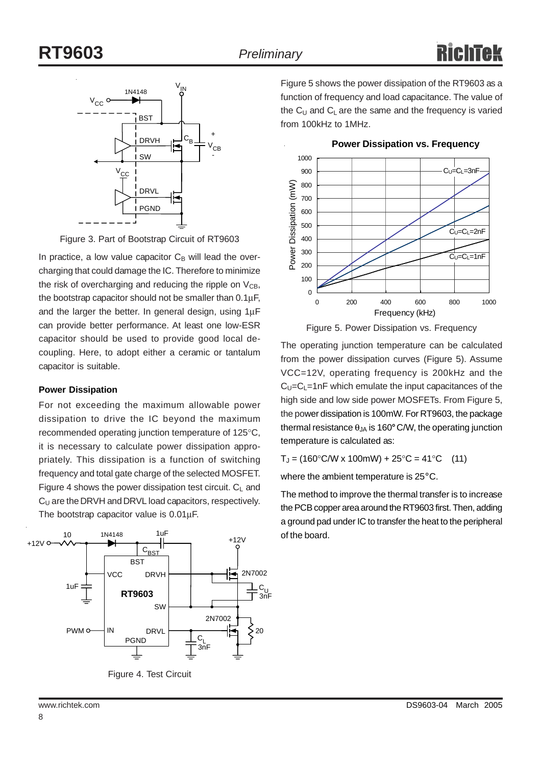Figure 3. Part of Bootstrap Circuit of RT9603

In practice, a low value capacitor $C_B$ will lead the over-charging that could damage the IC. Therefore to minimize the risk of overcharging and reducing the ripple on $V_{CB}$, the bootstrap capacitor should not be smaller than 0.1μF, and the larger the better. In general design, using 1μF can provide better performance. At least one low-ESR capacitor should be used to provide good local de-coupling. Here, to adopt either a ceramic or tantalum capacitor is suitable.

**Power Dissipation**

For not exceeding the maximum allowable power dissipation to drive the IC beyond the maximum recommended operating junction temperature of 125°C, it is necessary to calculate power dissipation appropriately. This dissipation is a function of switching frequency and total gate charge of the selected MOSFET. Figure 4 shows the power dissipation test circuit. $C_L$ and $C_U$ are the DRVH and DRVL load capacitors, respectively. The bootstrap capacitor value is 0.01μF.

Figure 4. Test Circuit

Figure 5 shows the power dissipation of the RT9603 as a function of frequency and load capacitance. The value of the $C_U$ and $C_L$ are the same and the frequency is varied from 100kHz to 1MHz.

Figure 5. Power Dissipation vs. Frequency

The operating junction temperature can be calculated from the power dissipation curves (Figure 5). Assume VCC=12V, operating frequency is 200kHz and the $C_U$=$C_L$=1nF which emulate the input capacitances of the high side and low side power MOSFETs. From Figure 5, the power dissipation is 100mW. For RT9603, the package thermal resistance $\theta_{JA}$ is 160° C/W, the operating junction temperature is calculated as:

$$T_J = (160°C/W \times 100mW) + 25°C = 41°C \quad (11)$$

where the ambient temperature is 25°C.

The method to improve the thermal transfer is to increase the PCB copper area around the RT9603 first. Then, adding a ground pad under IC to transfer the heat to the peripheral of the board.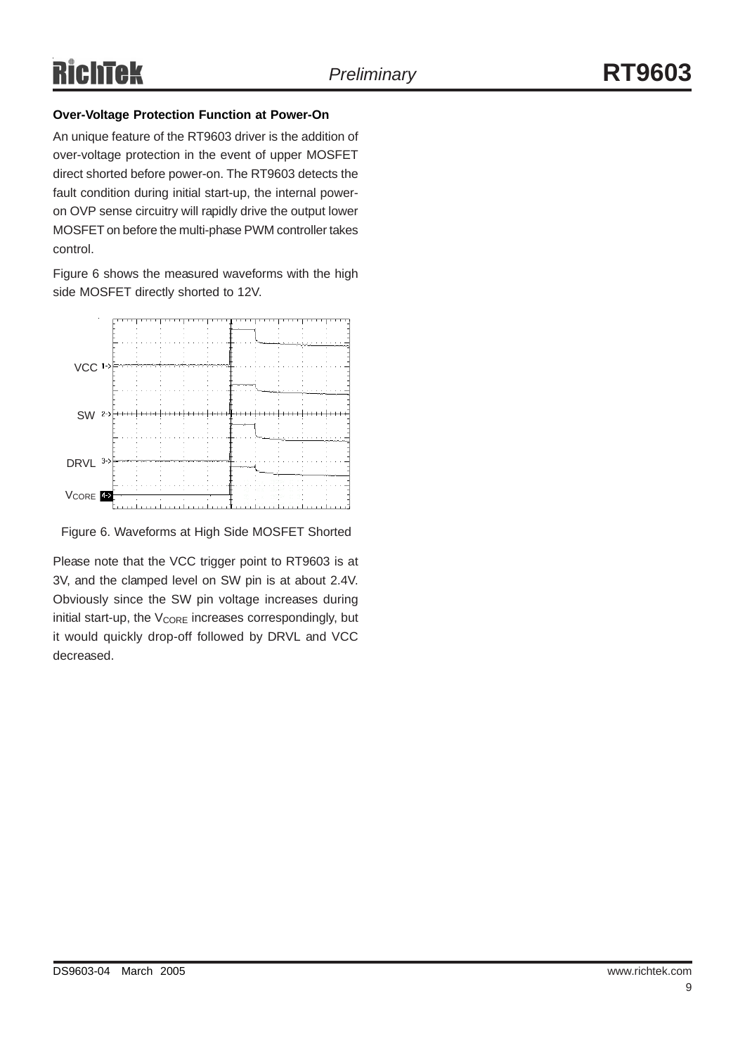### Over-Voltage Protection Function at Power-On

An unique feature of the RT9603 driver is the addition of over-voltage protection in the event of upper MOSFET direct shorted before power-on. The RT9603 detects the fault condition during initial start-up, the internal power-on OVP sense circuitry will rapidly drive the output lower MOSFET on before the multi-phase PWM controller takes control.

Figure 6 shows the measured waveforms with the high side MOSFET directly shorted to 12V.

Figure 6. Waveforms at High Side MOSFET Shorted

Please note that the VCC trigger point to RT9603 is at 3V, and the clamped level on SW pin is at about 2.4V. Obviously since the SW pin voltage increases during initial start-up, the $V_{CORE}$ increases correspondingly, but it would quickly drop-off followed by DRVL and VCC decreased.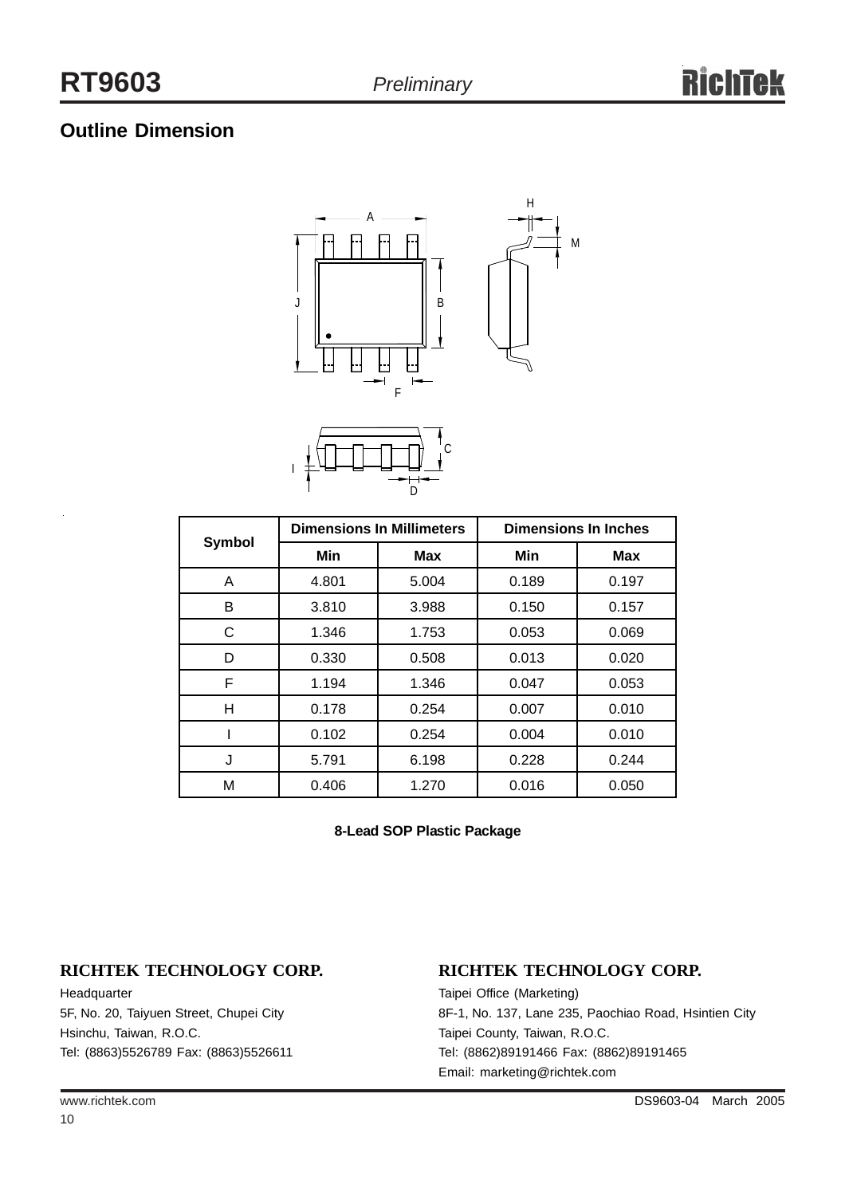## Outline Dimension

H

A

M

J

B

F

C

I

D

| Symbol | Dimensions In Millimeters | | Dimensions In Inches | |
|---|---|---|---|---|
| | Min | Max | Min | Max |
| A | 4.801 | 5.004 | 0.189 | 0.197 |
| B | 3.810 | 3.988 | 0.150 | 0.157 |
| C | 1.346 | 1.753 | 0.053 | 0.069 |
| D | 0.330 | 0.508 | 0.013 | 0.020 |
| F | 1.194 | 1.346 | 0.047 | 0.053 |
| H | 0.178 | 0.254 | 0.007 | 0.010 |
| I | 0.102 | 0.254 | 0.004 | 0.010 |
| J | 5.791 | 6.198 | 0.228 | 0.244 |
| M | 0.406 | 1.270 | 0.016 | 0.050 |

**8-Lead SOP Plastic Package**

**RICHTEK TECHNOLOGY CORP.**

Headquarter
5F, No. 20, Taiyuen Street, Chupei City
Hsinchu, Taiwan, R.O.C.
Tel: (8863)5526789 Fax: (8863)5526611

**RICHTEK TECHNOLOGY CORP.**

Taipei Office (Marketing)
8F-1, No. 137, Lane 235, Paochiao Road, Hsintien City
Taipei County, Taiwan, R.O.C.
Tel: (8862)89191466 Fax: (8862)89191465
Email: marketing@richtek.com